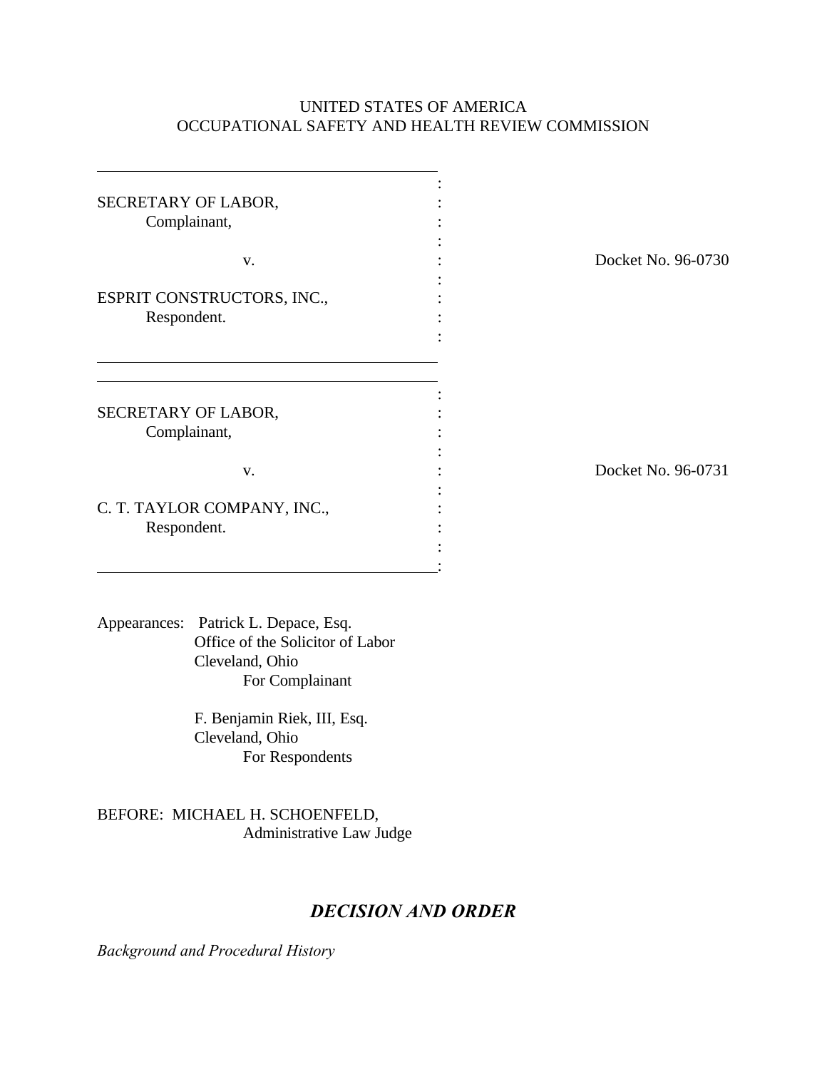UNITED STATES OF AMERICA
OCCUPATIONAL SAFETY AND HEALTH REVIEW COMMISSION

| | |
|---|---|
| SECRETARY OF LABOR,<br>Complainant,<br><br>v.<br><br>ESPRIT CONSTRUCTORS, INC.,<br>Respondent. | Docket No. 96-0730 |
| SECRETARY OF LABOR,<br>Complainant,<br><br>v.<br><br>C. T. TAYLOR COMPANY, INC.,<br>Respondent. | Docket No. 96-0731 |

Appearances: Patrick L. Depace, Esq.
Office of the Solicitor of Labor
Cleveland, Ohio
For Complainant

F. Benjamin Riek, III, Esq.
Cleveland, Ohio
For Respondents

BEFORE: MICHAEL H. SCHOENFELD,
Administrative Law Judge

## *DECISION AND ORDER*

*Background and Procedural History*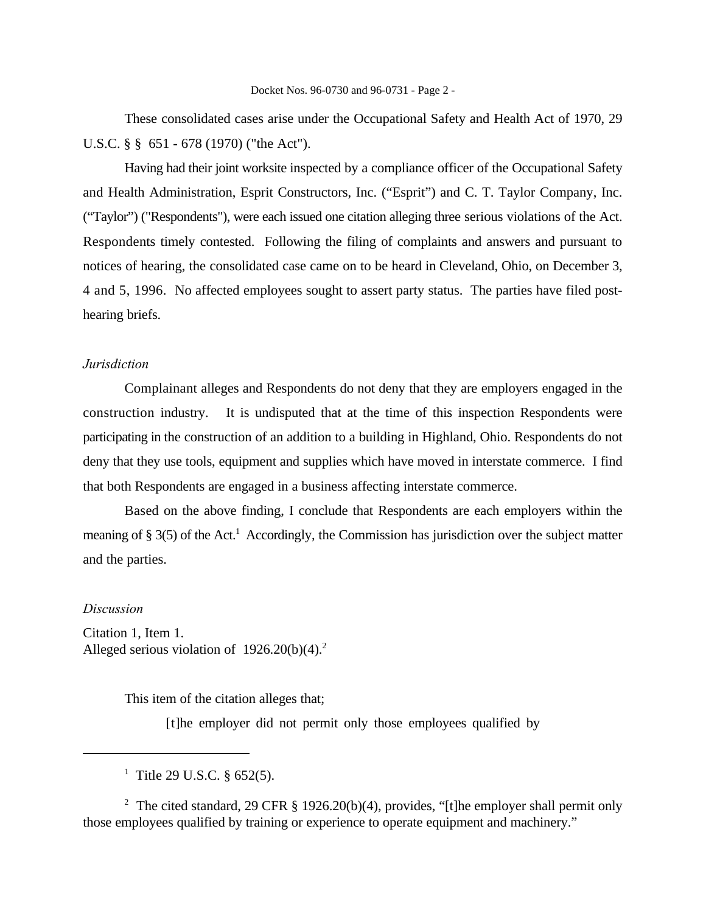These consolidated cases arise under the Occupational Safety and Health Act of 1970, 29 U.S.C. § § 651 - 678 (1970) ("the Act").

Having had their joint worksite inspected by a compliance officer of the Occupational Safety and Health Administration, Esprit Constructors, Inc. ("Esprit") and C. T. Taylor Company, Inc. ("Taylor") ("Respondents"), were each issued one citation alleging three serious violations of the Act. Respondents timely contested. Following the filing of complaints and answers and pursuant to notices of hearing, the consolidated case came on to be heard in Cleveland, Ohio, on December 3, 4 and 5, 1996. No affected employees sought to assert party status. The parties have filed post-hearing briefs.

*Jurisdiction*

Complainant alleges and Respondents do not deny that they are employers engaged in the construction industry. It is undisputed that at the time of this inspection Respondents were participating in the construction of an addition to a building in Highland, Ohio. Respondents do not deny that they use tools, equipment and supplies which have moved in interstate commerce. I find that both Respondents are engaged in a business affecting interstate commerce.

Based on the above finding, I conclude that Respondents are each employers within the meaning of § 3(5) of the Act.[1] Accordingly, the Commission has jurisdiction over the subject matter and the parties.

*Discussion*

Citation 1, Item 1.
Alleged serious violation of 1926.20(b)(4).[2]

This item of the citation alleges that;

> [t]he employer did not permit only those employees qualified by

---

[1] Title 29 U.S.C. § 652(5).

[2] The cited standard, 29 CFR § 1926.20(b)(4), provides, "[t]he employer shall permit only those employees qualified by training or experience to operate equipment and machinery."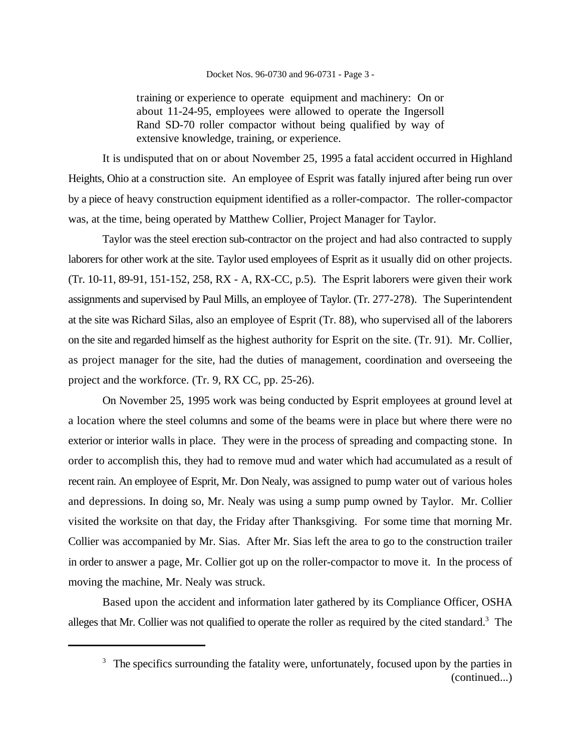> training or experience to operate equipment and machinery: On or about 11-24-95, employees were allowed to operate the Ingersoll Rand SD-70 roller compactor without being qualified by way of extensive knowledge, training, or experience.

It is undisputed that on or about November 25, 1995 a fatal accident occurred in Highland Heights, Ohio at a construction site. An employee of Esprit was fatally injured after being run over by a piece of heavy construction equipment identified as a roller-compactor. The roller-compactor was, at the time, being operated by Matthew Collier, Project Manager for Taylor.

Taylor was the steel erection sub-contractor on the project and had also contracted to supply laborers for other work at the site. Taylor used employees of Esprit as it usually did on other projects. (Tr. 10-11, 89-91, 151-152, 258, RX - A, RX-CC, p.5). The Esprit laborers were given their work assignments and supervised by Paul Mills, an employee of Taylor. (Tr. 277-278). The Superintendent at the site was Richard Silas, also an employee of Esprit (Tr. 88), who supervised all of the laborers on the site and regarded himself as the highest authority for Esprit on the site. (Tr. 91). Mr. Collier, as project manager for the site, had the duties of management, coordination and overseeing the project and the workforce. (Tr. 9, RX CC, pp. 25-26).

On November 25, 1995 work was being conducted by Esprit employees at ground level at a location where the steel columns and some of the beams were in place but where there were no exterior or interior walls in place. They were in the process of spreading and compacting stone. In order to accomplish this, they had to remove mud and water which had accumulated as a result of recent rain. An employee of Esprit, Mr. Don Nealy, was assigned to pump water out of various holes and depressions. In doing so, Mr. Nealy was using a sump pump owned by Taylor. Mr. Collier visited the worksite on that day, the Friday after Thanksgiving. For some time that morning Mr. Collier was accompanied by Mr. Sias. After Mr. Sias left the area to go to the construction trailer in order to answer a page, Mr. Collier got up on the roller-compactor to move it. In the process of moving the machine, Mr. Nealy was struck.

Based upon the accident and information later gathered by its Compliance Officer, OSHA alleges that Mr. Collier was not qualified to operate the roller as required by the cited standard.[3] The

---

[3] The specifics surrounding the fatality were, unfortunately, focused upon by the parties in (continued...)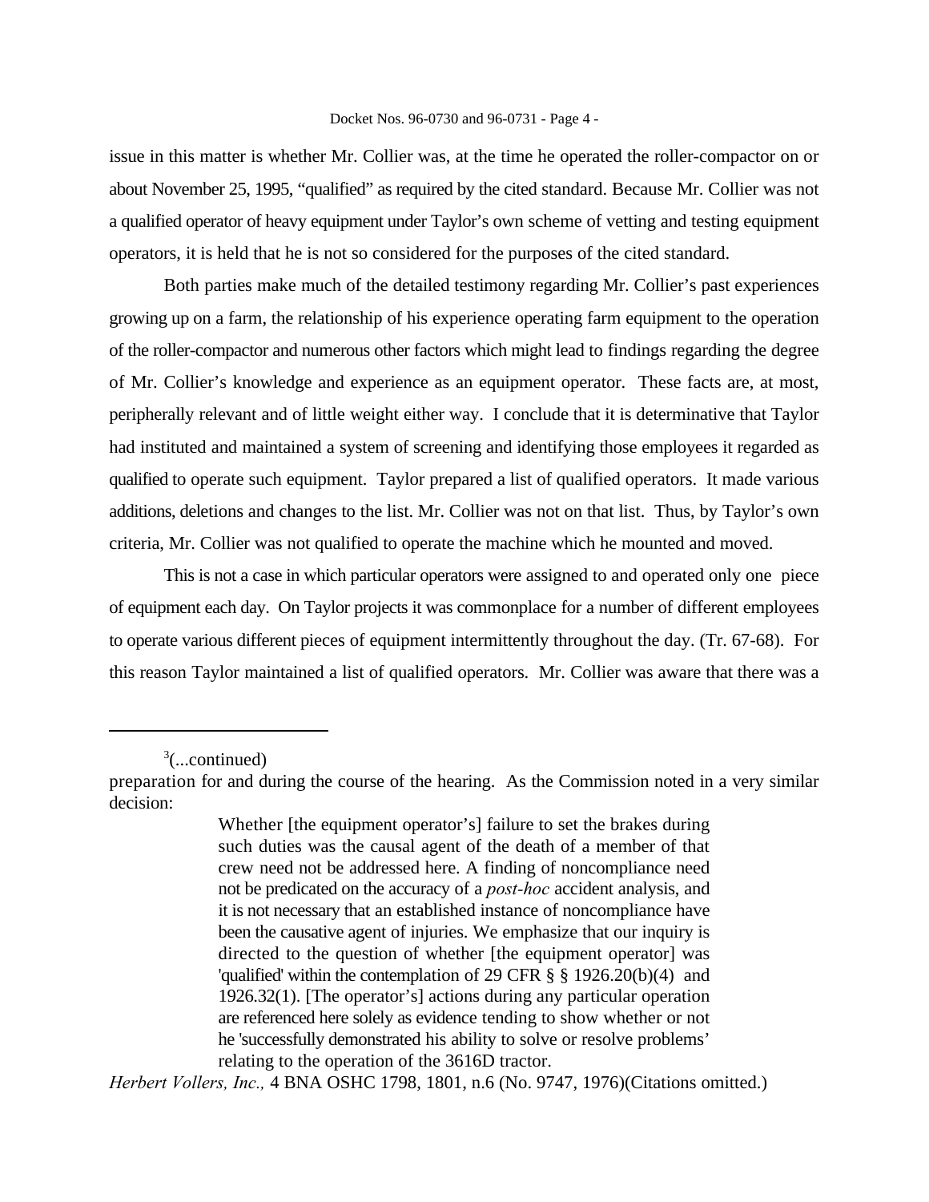issue in this matter is whether Mr. Collier was, at the time he operated the roller-compactor on or about November 25, 1995, "qualified" as required by the cited standard. Because Mr. Collier was not a qualified operator of heavy equipment under Taylor's own scheme of vetting and testing equipment operators, it is held that he is not so considered for the purposes of the cited standard.

Both parties make much of the detailed testimony regarding Mr. Collier's past experiences growing up on a farm, the relationship of his experience operating farm equipment to the operation of the roller-compactor and numerous other factors which might lead to findings regarding the degree of Mr. Collier's knowledge and experience as an equipment operator. These facts are, at most, peripherally relevant and of little weight either way. I conclude that it is determinative that Taylor had instituted and maintained a system of screening and identifying those employees it regarded as qualified to operate such equipment. Taylor prepared a list of qualified operators. It made various additions, deletions and changes to the list. Mr. Collier was not on that list. Thus, by Taylor's own criteria, Mr. Collier was not qualified to operate the machine which he mounted and moved.

This is not a case in which particular operators were assigned to and operated only one piece of equipment each day. On Taylor projects it was commonplace for a number of different employees to operate various different pieces of equipment intermittently throughout the day. (Tr. 67-68). For this reason Taylor maintained a list of qualified operators. Mr. Collier was aware that there was a

---

[3](...continued)

preparation for and during the course of the hearing. As the Commission noted in a very similar decision:

> Whether [the equipment operator's] failure to set the brakes during such duties was the causal agent of the death of a member of that crew need not be addressed here. A finding of noncompliance need not be predicated on the accuracy of a *post-hoc* accident analysis, and it is not necessary that an established instance of noncompliance have been the causative agent of injuries. We emphasize that our inquiry is directed to the question of whether [the equipment operator] was 'qualified' within the contemplation of 29 CFR § § 1926.20(b)(4) and 1926.32(1). [The operator's] actions during any particular operation are referenced here solely as evidence tending to show whether or not he 'successfully demonstrated his ability to solve or resolve problems' relating to the operation of the 3616D tractor.

*Herbert Vollers, Inc.,* 4 BNA OSHC 1798, 1801, n.6 (No. 9747, 1976)(Citations omitted.)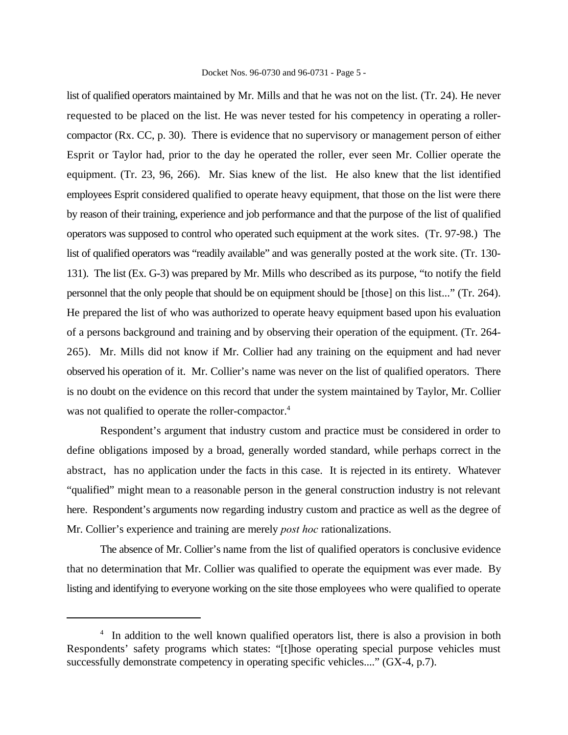list of qualified operators maintained by Mr. Mills and that he was not on the list. (Tr. 24). He never requested to be placed on the list. He was never tested for his competency in operating a roller-compactor (Rx. CC, p. 30). There is evidence that no supervisory or management person of either Esprit or Taylor had, prior to the day he operated the roller, ever seen Mr. Collier operate the equipment. (Tr. 23, 96, 266). Mr. Sias knew of the list. He also knew that the list identified employees Esprit considered qualified to operate heavy equipment, that those on the list were there by reason of their training, experience and job performance and that the purpose of the list of qualified operators was supposed to control who operated such equipment at the work sites. (Tr. 97-98.) The list of qualified operators was "readily available" and was generally posted at the work site. (Tr. 130-131). The list (Ex. G-3) was prepared by Mr. Mills who described as its purpose, "to notify the field personnel that the only people that should be on equipment should be [those] on this list..." (Tr. 264). He prepared the list of who was authorized to operate heavy equipment based upon his evaluation of a persons background and training and by observing their operation of the equipment. (Tr. 264-265). Mr. Mills did not know if Mr. Collier had any training on the equipment and had never observed his operation of it. Mr. Collier's name was never on the list of qualified operators. There is no doubt on the evidence on this record that under the system maintained by Taylor, Mr. Collier was not qualified to operate the roller-compactor.[4]

Respondent's argument that industry custom and practice must be considered in order to define obligations imposed by a broad, generally worded standard, while perhaps correct in the abstract, has no application under the facts in this case. It is rejected in its entirety. Whatever "qualified" might mean to a reasonable person in the general construction industry is not relevant here. Respondent's arguments now regarding industry custom and practice as well as the degree of Mr. Collier's experience and training are merely *post hoc* rationalizations.

The absence of Mr. Collier's name from the list of qualified operators is conclusive evidence that no determination that Mr. Collier was qualified to operate the equipment was ever made. By listing and identifying to everyone working on the site those employees who were qualified to operate

---

[4] In addition to the well known qualified operators list, there is also a provision in both Respondents' safety programs which states: "[t]hose operating special purpose vehicles must successfully demonstrate competency in operating specific vehicles...." (GX-4, p.7).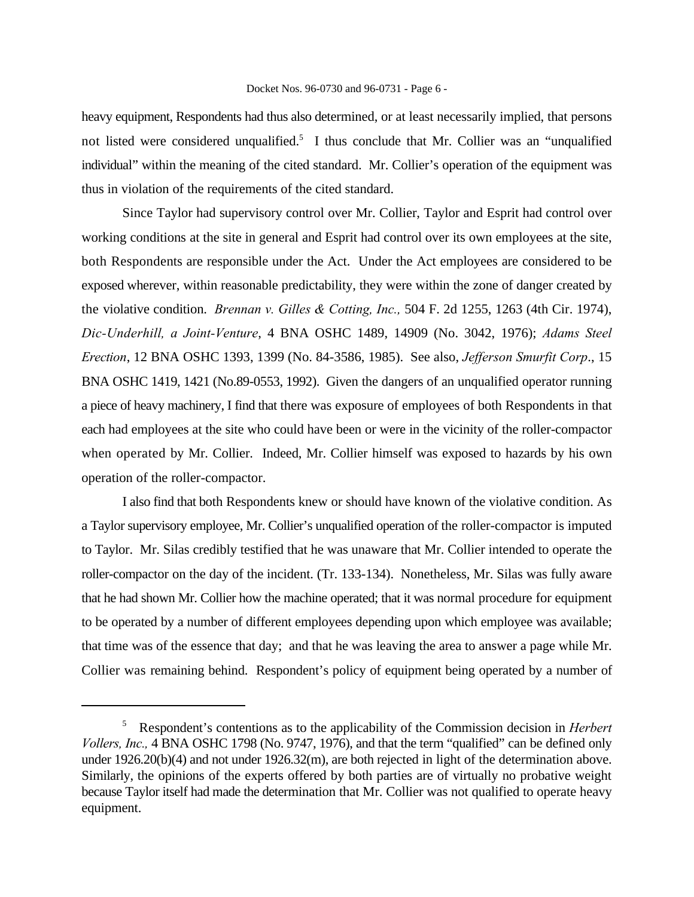heavy equipment, Respondents had thus also determined, or at least necessarily implied, that persons not listed were considered unqualified.[5] I thus conclude that Mr. Collier was an "unqualified individual" within the meaning of the cited standard. Mr. Collier's operation of the equipment was thus in violation of the requirements of the cited standard.

Since Taylor had supervisory control over Mr. Collier, Taylor and Esprit had control over working conditions at the site in general and Esprit had control over its own employees at the site, both Respondents are responsible under the Act. Under the Act employees are considered to be exposed wherever, within reasonable predictability, they were within the zone of danger created by the violative condition. *Brennan v. Gilles & Cotting, Inc.,* 504 F. 2d 1255, 1263 (4th Cir. 1974), *Dic-Underhill, a Joint-Venture*, 4 BNA OSHC 1489, 14909 (No. 3042, 1976); *Adams Steel Erection*, 12 BNA OSHC 1393, 1399 (No. 84-3586, 1985). See also, *Jefferson Smurfit Corp*., 15 BNA OSHC 1419, 1421 (No.89-0553, 1992). Given the dangers of an unqualified operator running a piece of heavy machinery, I find that there was exposure of employees of both Respondents in that each had employees at the site who could have been or were in the vicinity of the roller-compactor when operated by Mr. Collier. Indeed, Mr. Collier himself was exposed to hazards by his own operation of the roller-compactor.

I also find that both Respondents knew or should have known of the violative condition. As a Taylor supervisory employee, Mr. Collier's unqualified operation of the roller-compactor is imputed to Taylor. Mr. Silas credibly testified that he was unaware that Mr. Collier intended to operate the roller-compactor on the day of the incident. (Tr. 133-134). Nonetheless, Mr. Silas was fully aware that he had shown Mr. Collier how the machine operated; that it was normal procedure for equipment to be operated by a number of different employees depending upon which employee was available; that time was of the essence that day; and that he was leaving the area to answer a page while Mr. Collier was remaining behind. Respondent's policy of equipment being operated by a number of

---

[5] Respondent's contentions as to the applicability of the Commission decision in *Herbert Vollers, Inc.,* 4 BNA OSHC 1798 (No. 9747, 1976), and that the term "qualified" can be defined only under 1926.20(b)(4) and not under 1926.32(m), are both rejected in light of the determination above. Similarly, the opinions of the experts offered by both parties are of virtually no probative weight because Taylor itself had made the determination that Mr. Collier was not qualified to operate heavy equipment.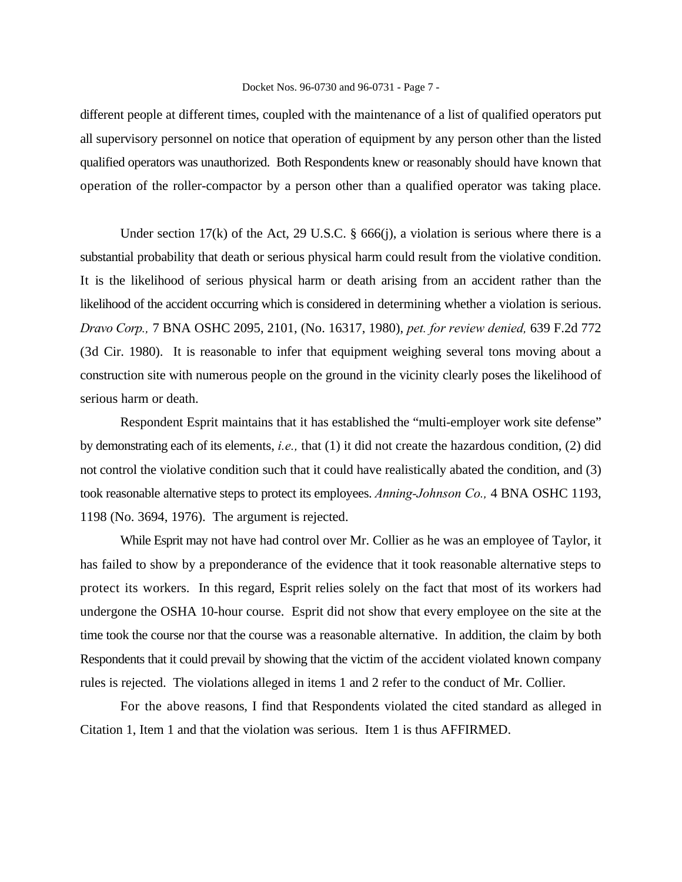different people at different times, coupled with the maintenance of a list of qualified operators put all supervisory personnel on notice that operation of equipment by any person other than the listed qualified operators was unauthorized. Both Respondents knew or reasonably should have known that operation of the roller-compactor by a person other than a qualified operator was taking place.

Under section 17(k) of the Act, 29 U.S.C. § 666(j), a violation is serious where there is a substantial probability that death or serious physical harm could result from the violative condition. It is the likelihood of serious physical harm or death arising from an accident rather than the likelihood of the accident occurring which is considered in determining whether a violation is serious. *Dravo Corp.,* 7 BNA OSHC 2095, 2101, (No. 16317, 1980), *pet. for review denied,* 639 F.2d 772 (3d Cir. 1980). It is reasonable to infer that equipment weighing several tons moving about a construction site with numerous people on the ground in the vicinity clearly poses the likelihood of serious harm or death.

Respondent Esprit maintains that it has established the "multi-employer work site defense" by demonstrating each of its elements, *i.e.,* that (1) it did not create the hazardous condition, (2) did not control the violative condition such that it could have realistically abated the condition, and (3) took reasonable alternative steps to protect its employees. *Anning-Johnson Co.,* 4 BNA OSHC 1193, 1198 (No. 3694, 1976). The argument is rejected.

While Esprit may not have had control over Mr. Collier as he was an employee of Taylor, it has failed to show by a preponderance of the evidence that it took reasonable alternative steps to protect its workers. In this regard, Esprit relies solely on the fact that most of its workers had undergone the OSHA 10-hour course. Esprit did not show that every employee on the site at the time took the course nor that the course was a reasonable alternative. In addition, the claim by both Respondents that it could prevail by showing that the victim of the accident violated known company rules is rejected. The violations alleged in items 1 and 2 refer to the conduct of Mr. Collier.

For the above reasons, I find that Respondents violated the cited standard as alleged in Citation 1, Item 1 and that the violation was serious. Item 1 is thus AFFIRMED.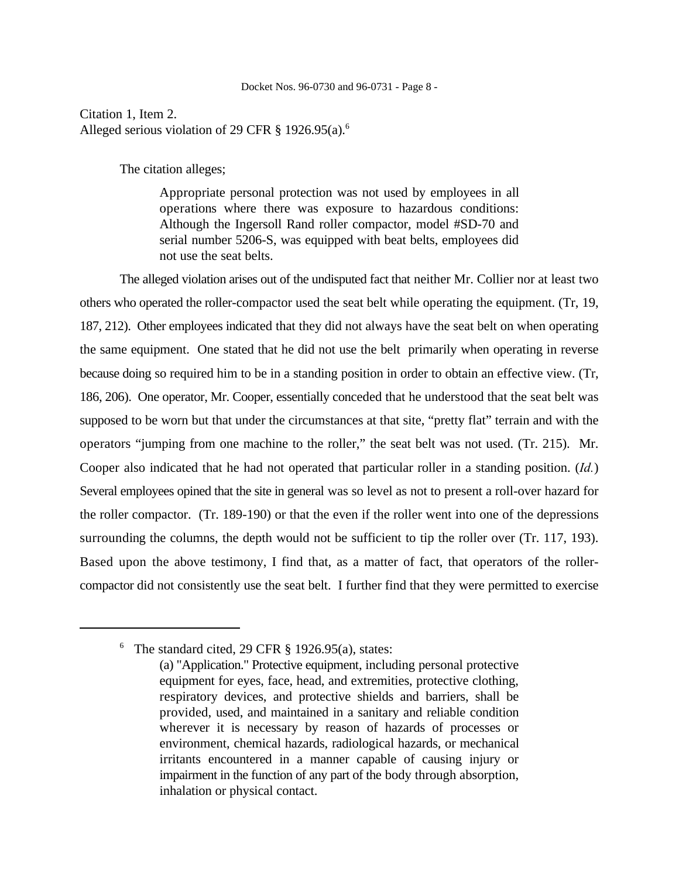Citation 1, Item 2.
Alleged serious violation of 29 CFR § 1926.95(a).[6]

The citation alleges;

> Appropriate personal protection was not used by employees in all operations where there was exposure to hazardous conditions: Although the Ingersoll Rand roller compactor, model #SD-70 and serial number 5206-S, was equipped with beat belts, employees did not use the seat belts.

The alleged violation arises out of the undisputed fact that neither Mr. Collier nor at least two others who operated the roller-compactor used the seat belt while operating the equipment. (Tr, 19, 187, 212). Other employees indicated that they did not always have the seat belt on when operating the same equipment. One stated that he did not use the belt primarily when operating in reverse because doing so required him to be in a standing position in order to obtain an effective view. (Tr, 186, 206). One operator, Mr. Cooper, essentially conceded that he understood that the seat belt was supposed to be worn but that under the circumstances at that site, "pretty flat" terrain and with the operators "jumping from one machine to the roller," the seat belt was not used. (Tr. 215). Mr. Cooper also indicated that he had not operated that particular roller in a standing position. (*Id.*) Several employees opined that the site in general was so level as not to present a roll-over hazard for the roller compactor. (Tr. 189-190) or that the even if the roller went into one of the depressions surrounding the columns, the depth would not be sufficient to tip the roller over (Tr. 117, 193). Based upon the above testimony, I find that, as a matter of fact, that operators of the roller-compactor did not consistently use the seat belt. I further find that they were permitted to exercise

---

[6] The standard cited, 29 CFR § 1926.95(a), states:

> (a) "Application." Protective equipment, including personal protective equipment for eyes, face, head, and extremities, protective clothing, respiratory devices, and protective shields and barriers, shall be provided, used, and maintained in a sanitary and reliable condition wherever it is necessary by reason of hazards of processes or environment, chemical hazards, radiological hazards, or mechanical irritants encountered in a manner capable of causing injury or impairment in the function of any part of the body through absorption, inhalation or physical contact.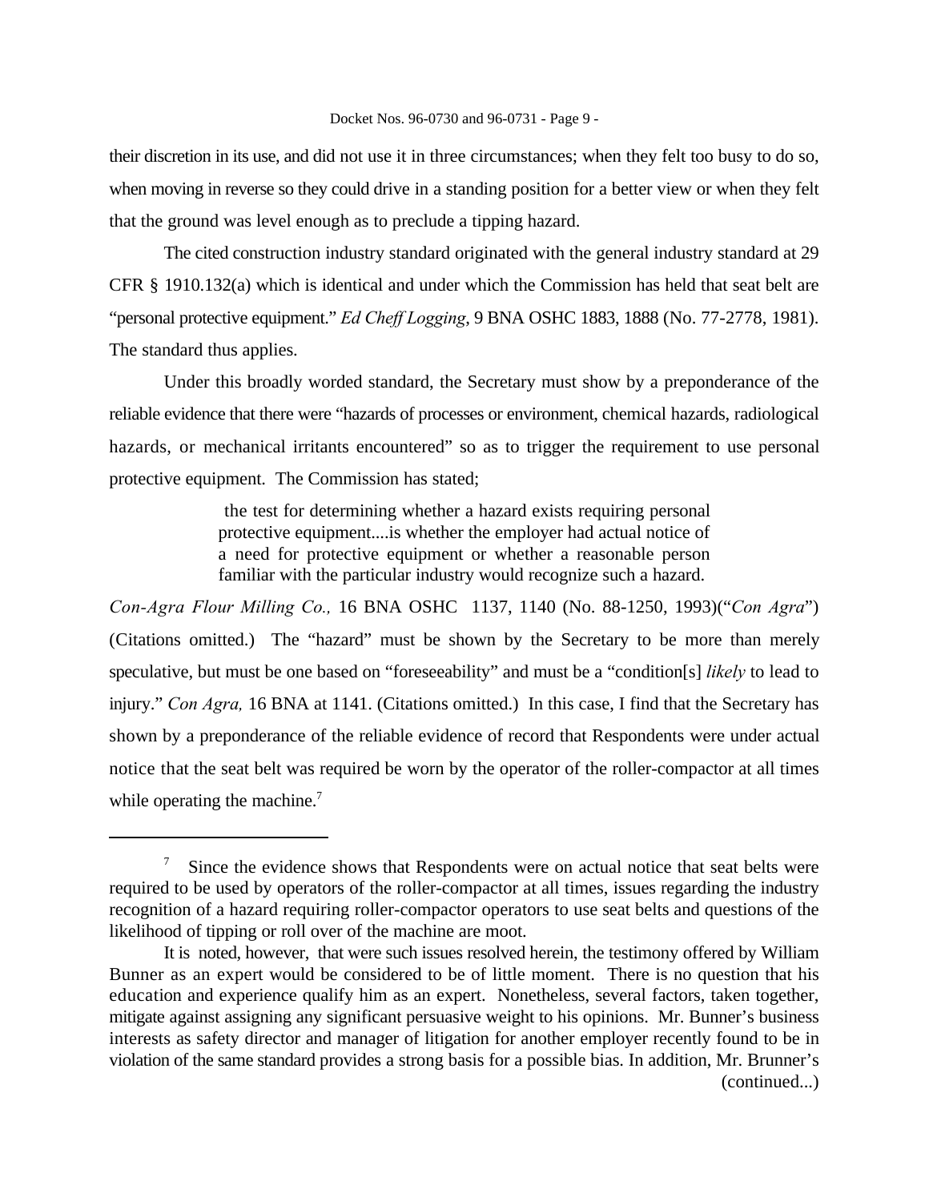their discretion in its use, and did not use it in three circumstances; when they felt too busy to do so, when moving in reverse so they could drive in a standing position for a better view or when they felt that the ground was level enough as to preclude a tipping hazard.

The cited construction industry standard originated with the general industry standard at 29 CFR § 1910.132(a) which is identical and under which the Commission has held that seat belt are "personal protective equipment." *Ed Cheff Logging*, 9 BNA OSHC 1883, 1888 (No. 77-2778, 1981). The standard thus applies.

Under this broadly worded standard, the Secretary must show by a preponderance of the reliable evidence that there were "hazards of processes or environment, chemical hazards, radiological hazards, or mechanical irritants encountered" so as to trigger the requirement to use personal protective equipment. The Commission has stated;

> the test for determining whether a hazard exists requiring personal protective equipment....is whether the employer had actual notice of a need for protective equipment or whether a reasonable person familiar with the particular industry would recognize such a hazard.

*Con-Agra Flour Milling Co.,* 16 BNA OSHC 1137, 1140 (No. 88-1250, 1993)("*Con Agra*") (Citations omitted.) The "hazard" must be shown by the Secretary to be more than merely speculative, but must be one based on "foreseeability" and must be a "condition[s] *likely* to lead to injury." *Con Agra,* 16 BNA at 1141. (Citations omitted.) In this case, I find that the Secretary has shown by a preponderance of the reliable evidence of record that Respondents were under actual notice that the seat belt was required be worn by the operator of the roller-compactor at all times while operating the machine.[7]

---

[7] Since the evidence shows that Respondents were on actual notice that seat belts were required to be used by operators of the roller-compactor at all times, issues regarding the industry recognition of a hazard requiring roller-compactor operators to use seat belts and questions of the likelihood of tipping or roll over of the machine are moot.

It is noted, however, that were such issues resolved herein, the testimony offered by William Bunner as an expert would be considered to be of little moment. There is no question that his education and experience qualify him as an expert. Nonetheless, several factors, taken together, mitigate against assigning any significant persuasive weight to his opinions. Mr. Bunner's business interests as safety director and manager of litigation for another employer recently found to be in violation of the same standard provides a strong basis for a possible bias. In addition, Mr. Brunner's (continued...)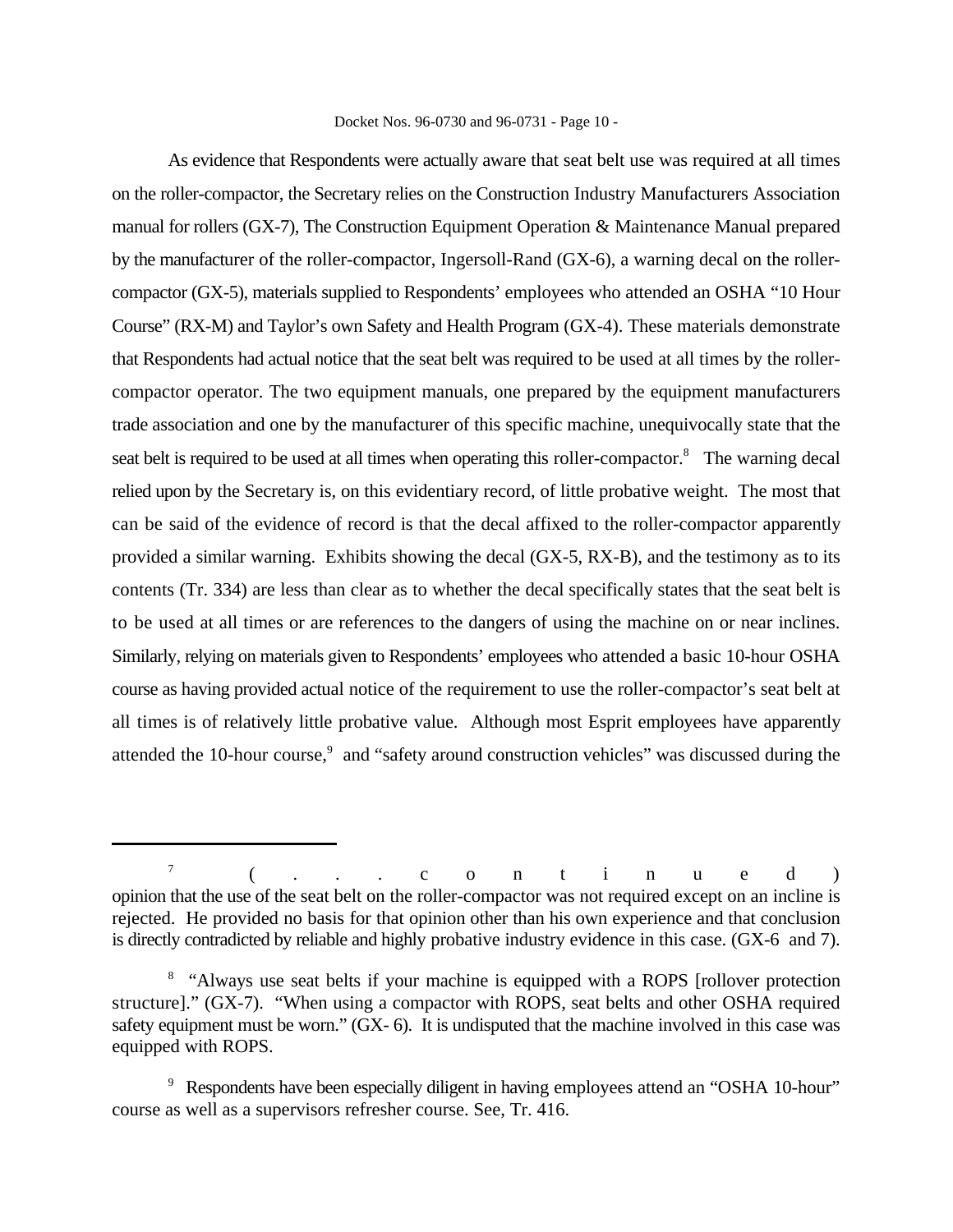As evidence that Respondents were actually aware that seat belt use was required at all times on the roller-compactor, the Secretary relies on the Construction Industry Manufacturers Association manual for rollers (GX-7), The Construction Equipment Operation & Maintenance Manual prepared by the manufacturer of the roller-compactor, Ingersoll-Rand (GX-6), a warning decal on the roller-compactor (GX-5), materials supplied to Respondents' employees who attended an OSHA "10 Hour Course" (RX-M) and Taylor's own Safety and Health Program (GX-4). These materials demonstrate that Respondents had actual notice that the seat belt was required to be used at all times by the roller-compactor operator. The two equipment manuals, one prepared by the equipment manufacturers trade association and one by the manufacturer of this specific machine, unequivocally state that the seat belt is required to be used at all times when operating this roller-compactor.[8] The warning decal relied upon by the Secretary is, on this evidentiary record, of little probative weight. The most that can be said of the evidence of record is that the decal affixed to the roller-compactor apparently provided a similar warning. Exhibits showing the decal (GX-5, RX-B), and the testimony as to its contents (Tr. 334) are less than clear as to whether the decal specifically states that the seat belt is to be used at all times or are references to the dangers of using the machine on or near inclines. Similarly, relying on materials given to Respondents' employees who attended a basic 10-hour OSHA course as having provided actual notice of the requirement to use the roller-compactor's seat belt at all times is of relatively little probative value. Although most Esprit employees have apparently attended the 10-hour course,[9] and "safety around construction vehicles" was discussed during the

---

[7] (...continued) opinion that the use of the seat belt on the roller-compactor was not required except on an incline is rejected. He provided no basis for that opinion other than his own experience and that conclusion is directly contradicted by reliable and highly probative industry evidence in this case. (GX-6 and 7).

[8] "Always use seat belts if your machine is equipped with a ROPS [rollover protection structure]." (GX-7). "When using a compactor with ROPS, seat belts and other OSHA required safety equipment must be worn." (GX- 6). It is undisputed that the machine involved in this case was equipped with ROPS.

[9] Respondents have been especially diligent in having employees attend an "OSHA 10-hour" course as well as a supervisors refresher course. See, Tr. 416.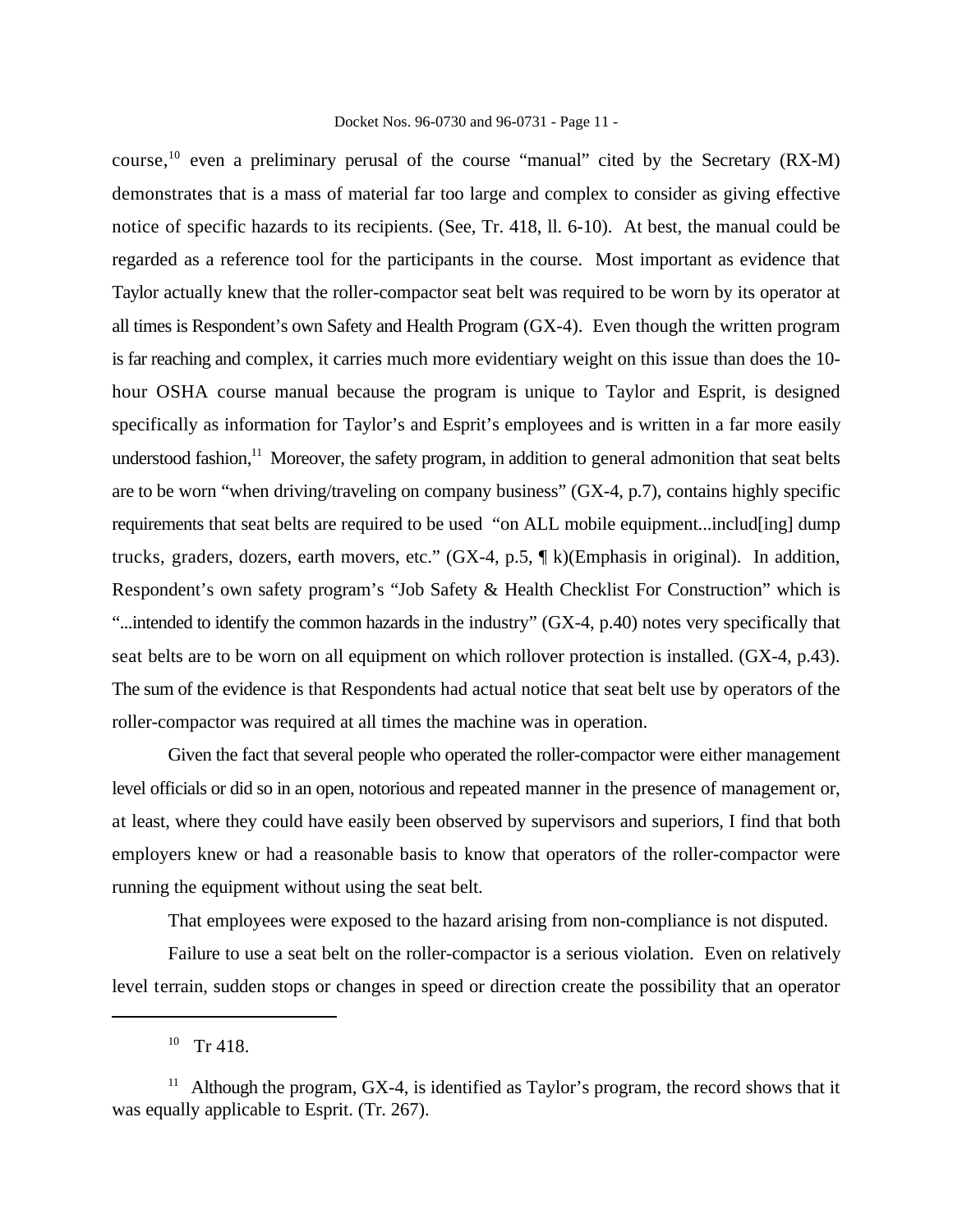course,[10] even a preliminary perusal of the course "manual" cited by the Secretary (RX-M) demonstrates that is a mass of material far too large and complex to consider as giving effective notice of specific hazards to its recipients. (See, Tr. 418, ll. 6-10). At best, the manual could be regarded as a reference tool for the participants in the course. Most important as evidence that Taylor actually knew that the roller-compactor seat belt was required to be worn by its operator at all times is Respondent's own Safety and Health Program (GX-4). Even though the written program is far reaching and complex, it carries much more evidentiary weight on this issue than does the 10-hour OSHA course manual because the program is unique to Taylor and Esprit, is designed specifically as information for Taylor's and Esprit's employees and is written in a far more easily understood fashion,[11] Moreover, the safety program, in addition to general admonition that seat belts are to be worn "when driving/traveling on company business" (GX-4, p.7), contains highly specific requirements that seat belts are required to be used "on ALL mobile equipment...includ[ing] dump trucks, graders, dozers, earth movers, etc." (GX-4, p.5, ¶ k)(Emphasis in original). In addition, Respondent's own safety program's "Job Safety & Health Checklist For Construction" which is "...intended to identify the common hazards in the industry" (GX-4, p.40) notes very specifically that seat belts are to be worn on all equipment on which rollover protection is installed. (GX-4, p.43). The sum of the evidence is that Respondents had actual notice that seat belt use by operators of the roller-compactor was required at all times the machine was in operation.

Given the fact that several people who operated the roller-compactor were either management level officials or did so in an open, notorious and repeated manner in the presence of management or, at least, where they could have easily been observed by supervisors and superiors, I find that both employers knew or had a reasonable basis to know that operators of the roller-compactor were running the equipment without using the seat belt.

That employees were exposed to the hazard arising from non-compliance is not disputed.

Failure to use a seat belt on the roller-compactor is a serious violation. Even on relatively level terrain, sudden stops or changes in speed or direction create the possibility that an operator

---

[10] Tr 418.

[11] Although the program, GX-4, is identified as Taylor's program, the record shows that it was equally applicable to Esprit. (Tr. 267).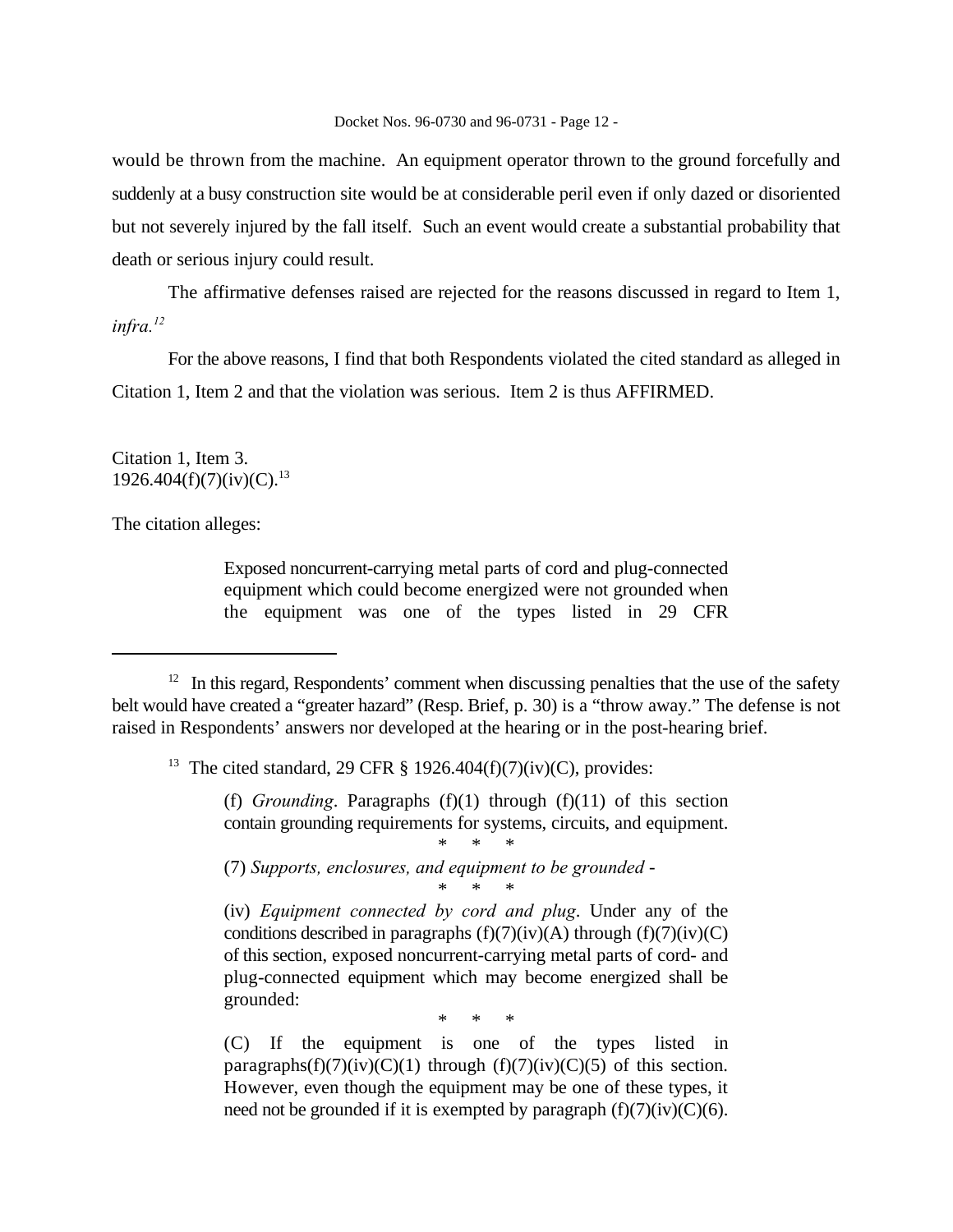would be thrown from the machine. An equipment operator thrown to the ground forcefully and suddenly at a busy construction site would be at considerable peril even if only dazed or disoriented but not severely injured by the fall itself. Such an event would create a substantial probability that death or serious injury could result.

The affirmative defenses raised are rejected for the reasons discussed in regard to Item 1, *infra.*[12]

For the above reasons, I find that both Respondents violated the cited standard as alleged in Citation 1, Item 2 and that the violation was serious. Item 2 is thus AFFIRMED.

Citation 1, Item 3.
1926.404(f)(7)(iv)(C).[13]

The citation alleges:

> Exposed noncurrent-carrying metal parts of cord and plug-connected equipment which could become energized were not grounded when the equipment was one of the types listed in 29 CFR

---

[12] In this regard, Respondents' comment when discussing penalties that the use of the safety belt would have created a "greater hazard" (Resp. Brief, p. 30) is a "throw away." The defense is not raised in Respondents' answers nor developed at the hearing or in the post-hearing brief.

[13] The cited standard, 29 CFR § 1926.404(f)(7)(iv)(C), provides:

> (f) *Grounding*. Paragraphs (f)(1) through (f)(11) of this section contain grounding requirements for systems, circuits, and equipment.
>
> \* \* \*
>
> (7) *Supports, enclosures, and equipment to be grounded* -
>
> \* \* \*
>
> (iv) *Equipment connected by cord and plug*. Under any of the conditions described in paragraphs (f)(7)(iv)(A) through (f)(7)(iv)(C) of this section, exposed noncurrent-carrying metal parts of cord- and plug-connected equipment which may become energized shall be grounded:
>
> \* \* \*
>
> (C) If the equipment is one of the types listed in paragraphs(f)(7)(iv)(C)(1) through (f)(7)(iv)(C)(5) of this section. However, even though the equipment may be one of these types, it need not be grounded if it is exempted by paragraph (f)(7)(iv)(C)(6).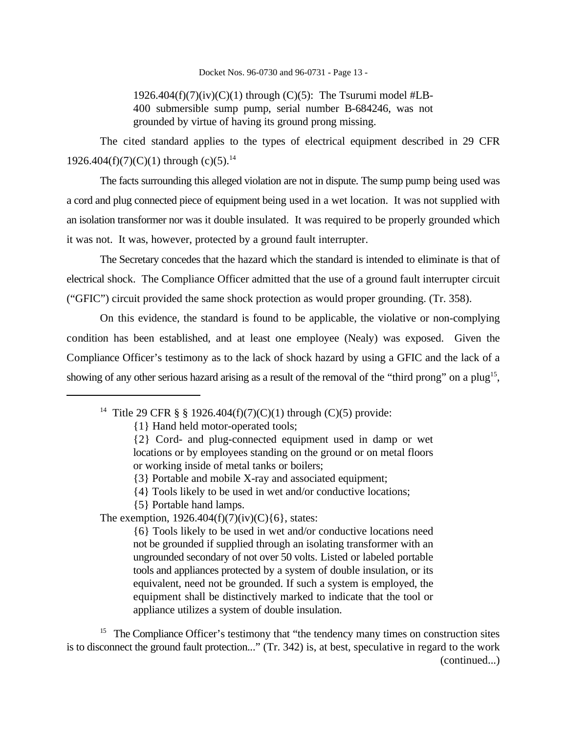> 1926.404(f)(7)(iv)(C)(1) through (C)(5): The Tsurumi model #LB-400 submersible sump pump, serial number B-684246, was not grounded by virtue of having its ground prong missing.

The cited standard applies to the types of electrical equipment described in 29 CFR 1926.404(f)(7)(C)(1) through (c)(5).[14]

The facts surrounding this alleged violation are not in dispute. The sump pump being used was a cord and plug connected piece of equipment being used in a wet location. It was not supplied with an isolation transformer nor was it double insulated. It was required to be properly grounded which it was not. It was, however, protected by a ground fault interrupter.

The Secretary concedes that the hazard which the standard is intended to eliminate is that of electrical shock. The Compliance Officer admitted that the use of a ground fault interrupter circuit ("GFIC") circuit provided the same shock protection as would proper grounding. (Tr. 358).

On this evidence, the standard is found to be applicable, the violative or non-complying condition has been established, and at least one employee (Nealy) was exposed. Given the Compliance Officer's testimony as to the lack of shock hazard by using a GFIC and the lack of a showing of any other serious hazard arising as a result of the removal of the "third prong" on a plug[15],

---

[14] Title 29 CFR § § 1926.404(f)(7)(C)(1) through (C)(5) provide:

> {1} Hand held motor-operated tools;
>
> {2} Cord- and plug-connected equipment used in damp or wet locations or by employees standing on the ground or on metal floors or working inside of metal tanks or boilers;
>
> {3} Portable and mobile X-ray and associated equipment;
>
> {4} Tools likely to be used in wet and/or conductive locations;
>
> {5} Portable hand lamps.

The exemption, 1926.404(f)(7)(iv)(C){6}, states:

> {6} Tools likely to be used in wet and/or conductive locations need not be grounded if supplied through an isolating transformer with an ungrounded secondary of not over 50 volts. Listed or labeled portable tools and appliances protected by a system of double insulation, or its equivalent, need not be grounded. If such a system is employed, the equipment shall be distinctively marked to indicate that the tool or appliance utilizes a system of double insulation.

[15] The Compliance Officer's testimony that "the tendency many times on construction sites is to disconnect the ground fault protection..." (Tr. 342) is, at best, speculative in regard to the work (continued...)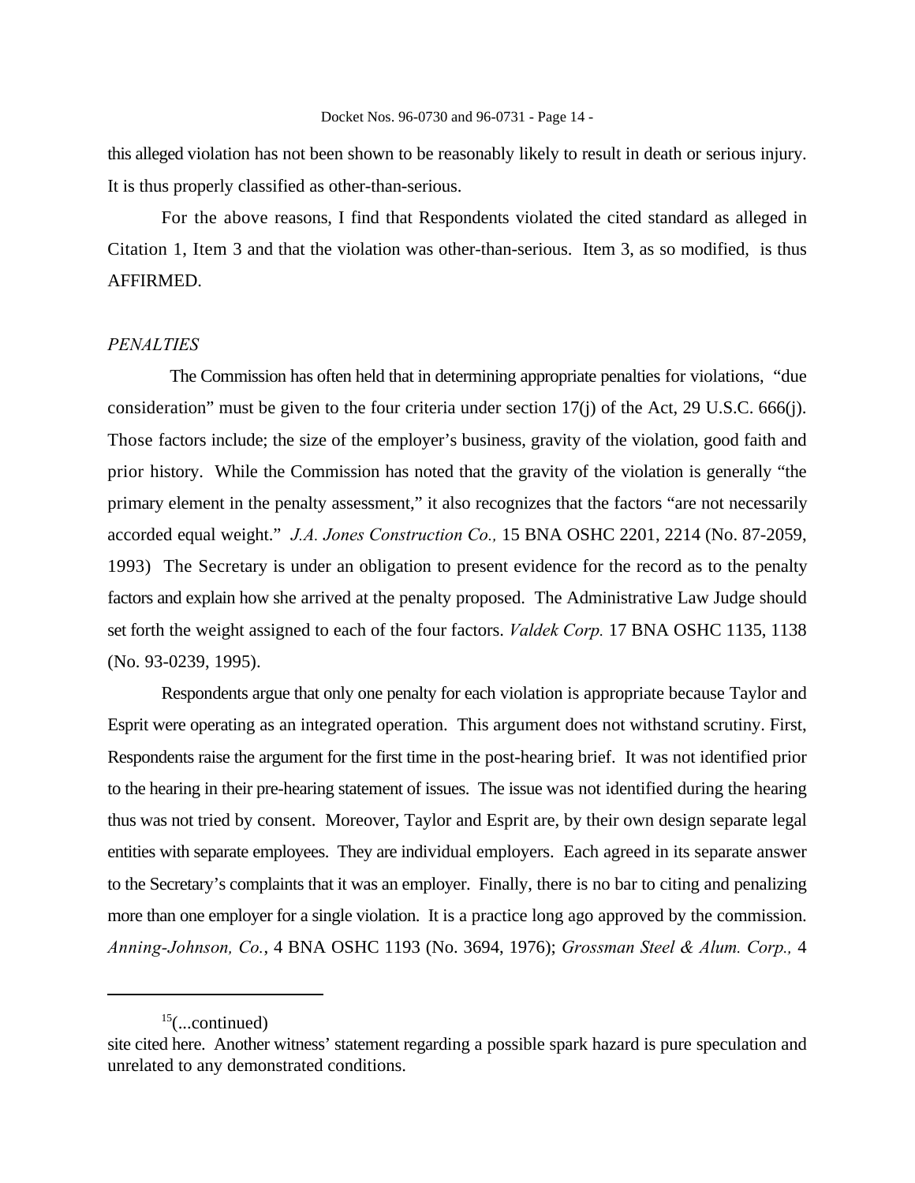this alleged violation has not been shown to be reasonably likely to result in death or serious injury. It is thus properly classified as other-than-serious.

For the above reasons, I find that Respondents violated the cited standard as alleged in Citation 1, Item 3 and that the violation was other-than-serious. Item 3, as so modified, is thus AFFIRMED.

*PENALTIES*

The Commission has often held that in determining appropriate penalties for violations, "due consideration" must be given to the four criteria under section 17(j) of the Act, 29 U.S.C. 666(j). Those factors include; the size of the employer's business, gravity of the violation, good faith and prior history. While the Commission has noted that the gravity of the violation is generally "the primary element in the penalty assessment," it also recognizes that the factors "are not necessarily accorded equal weight." *J.A. Jones Construction Co.,* 15 BNA OSHC 2201, 2214 (No. 87-2059, 1993) The Secretary is under an obligation to present evidence for the record as to the penalty factors and explain how she arrived at the penalty proposed. The Administrative Law Judge should set forth the weight assigned to each of the four factors. *Valdek Corp.* 17 BNA OSHC 1135, 1138 (No. 93-0239, 1995).

Respondents argue that only one penalty for each violation is appropriate because Taylor and Esprit were operating as an integrated operation. This argument does not withstand scrutiny. First, Respondents raise the argument for the first time in the post-hearing brief. It was not identified prior to the hearing in their pre-hearing statement of issues. The issue was not identified during the hearing thus was not tried by consent. Moreover, Taylor and Esprit are, by their own design separate legal entities with separate employees. They are individual employers. Each agreed in its separate answer to the Secretary's complaints that it was an employer. Finally, there is no bar to citing and penalizing more than one employer for a single violation. It is a practice long ago approved by the commission. *Anning-Johnson, Co.*, 4 BNA OSHC 1193 (No. 3694, 1976); *Grossman Steel & Alum. Corp.,* 4

---

[15](...continued)

site cited here. Another witness' statement regarding a possible spark hazard is pure speculation and unrelated to any demonstrated conditions.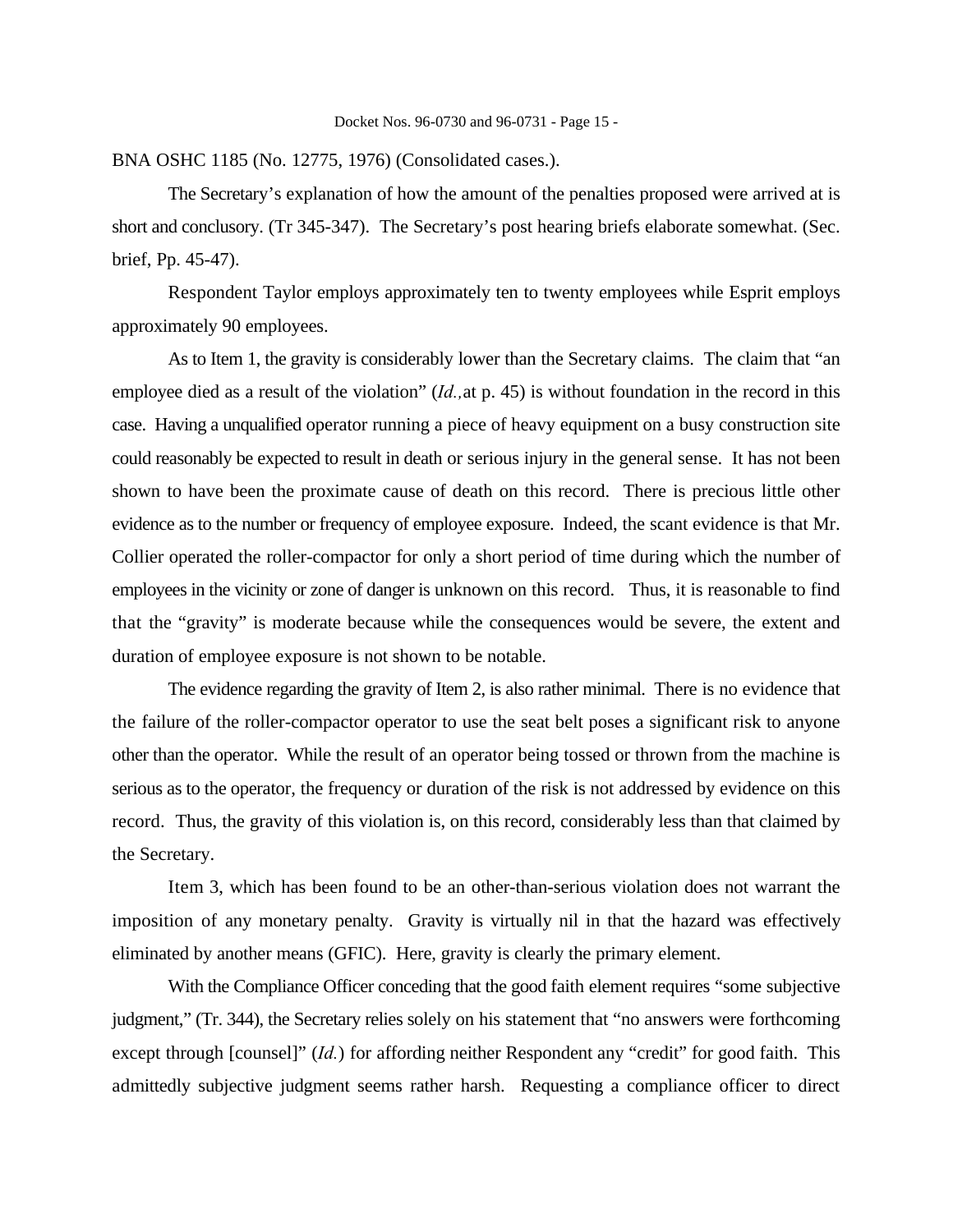BNA OSHC 1185 (No. 12775, 1976) (Consolidated cases.).

The Secretary's explanation of how the amount of the penalties proposed were arrived at is short and conclusory. (Tr 345-347). The Secretary's post hearing briefs elaborate somewhat. (Sec. brief, Pp. 45-47).

Respondent Taylor employs approximately ten to twenty employees while Esprit employs approximately 90 employees.

As to Item 1, the gravity is considerably lower than the Secretary claims. The claim that "an employee died as a result of the violation" (*Id.,* at p. 45) is without foundation in the record in this case. Having a unqualified operator running a piece of heavy equipment on a busy construction site could reasonably be expected to result in death or serious injury in the general sense. It has not been shown to have been the proximate cause of death on this record. There is precious little other evidence as to the number or frequency of employee exposure. Indeed, the scant evidence is that Mr. Collier operated the roller-compactor for only a short period of time during which the number of employees in the vicinity or zone of danger is unknown on this record. Thus, it is reasonable to find that the "gravity" is moderate because while the consequences would be severe, the extent and duration of employee exposure is not shown to be notable.

The evidence regarding the gravity of Item 2, is also rather minimal. There is no evidence that the failure of the roller-compactor operator to use the seat belt poses a significant risk to anyone other than the operator. While the result of an operator being tossed or thrown from the machine is serious as to the operator, the frequency or duration of the risk is not addressed by evidence on this record. Thus, the gravity of this violation is, on this record, considerably less than that claimed by the Secretary.

Item 3, which has been found to be an other-than-serious violation does not warrant the imposition of any monetary penalty. Gravity is virtually nil in that the hazard was effectively eliminated by another means (GFIC). Here, gravity is clearly the primary element.

With the Compliance Officer conceding that the good faith element requires "some subjective judgment," (Tr. 344), the Secretary relies solely on his statement that "no answers were forthcoming except through [counsel]" (*Id.*) for affording neither Respondent any "credit" for good faith. This admittedly subjective judgment seems rather harsh. Requesting a compliance officer to direct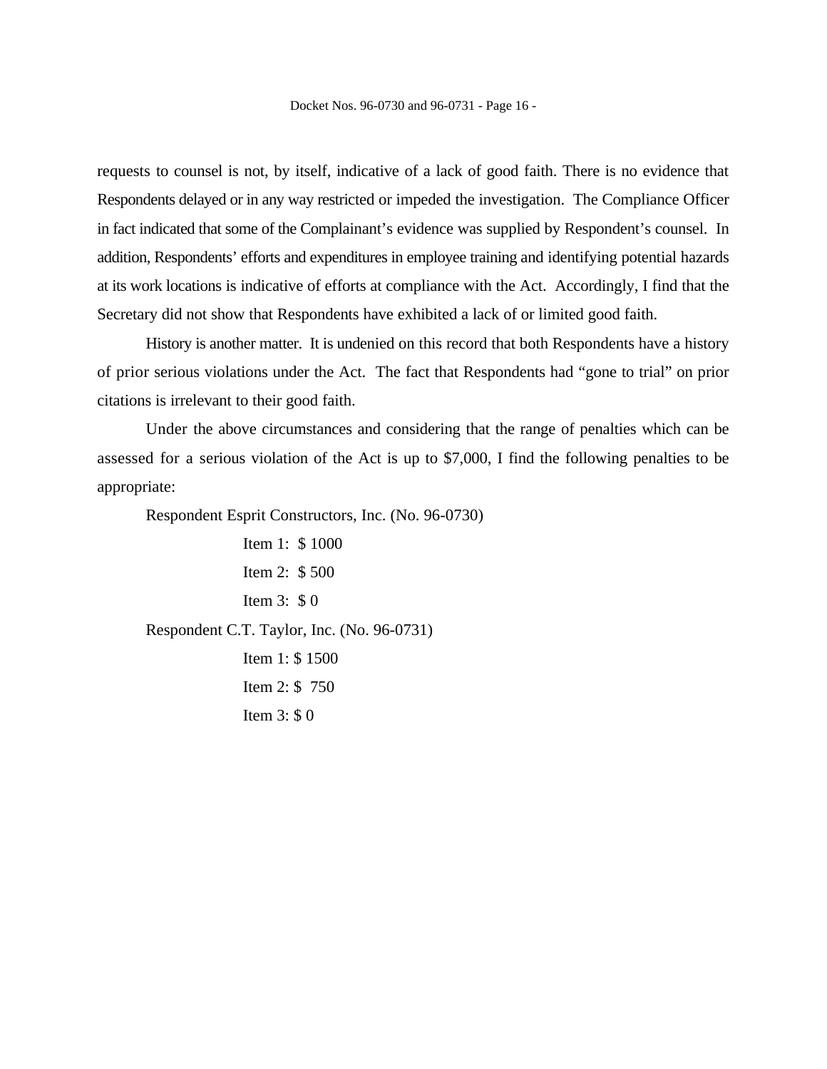requests to counsel is not, by itself, indicative of a lack of good faith. There is no evidence that Respondents delayed or in any way restricted or impeded the investigation. The Compliance Officer in fact indicated that some of the Complainant's evidence was supplied by Respondent's counsel. In addition, Respondents' efforts and expenditures in employee training and identifying potential hazards at its work locations is indicative of efforts at compliance with the Act. Accordingly, I find that the Secretary did not show that Respondents have exhibited a lack of or limited good faith.

History is another matter. It is undenied on this record that both Respondents have a history of prior serious violations under the Act. The fact that Respondents had "gone to trial" on prior citations is irrelevant to their good faith.

Under the above circumstances and considering that the range of penalties which can be assessed for a serious violation of the Act is up to $7,000, I find the following penalties to be appropriate:

Respondent Esprit Constructors, Inc. (No. 96-0730)

Item 1: $ 1000

Item 2: $ 500

Item 3: $ 0

Respondent C.T. Taylor, Inc. (No. 96-0731)

Item 1: $ 1500

Item 2: $ 750

Item 3: $ 0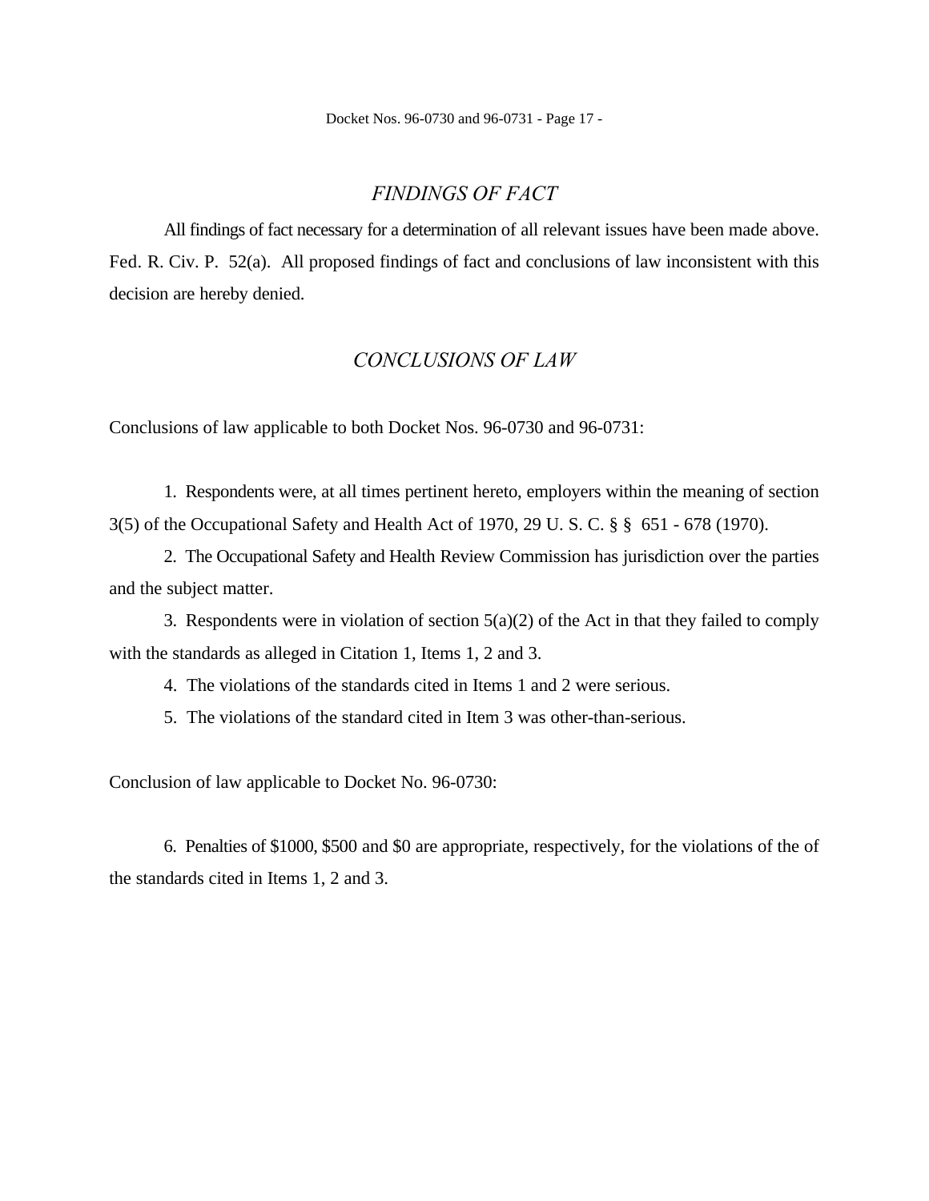## *FINDINGS OF FACT*

All findings of fact necessary for a determination of all relevant issues have been made above. Fed. R. Civ. P. 52(a). All proposed findings of fact and conclusions of law inconsistent with this decision are hereby denied.

## *CONCLUSIONS OF LAW*

Conclusions of law applicable to both Docket Nos. 96-0730 and 96-0731:

1. Respondents were, at all times pertinent hereto, employers within the meaning of section 3(5) of the Occupational Safety and Health Act of 1970, 29 U. S. C. § § 651 - 678 (1970).

2. The Occupational Safety and Health Review Commission has jurisdiction over the parties and the subject matter.

3. Respondents were in violation of section 5(a)(2) of the Act in that they failed to comply with the standards as alleged in Citation 1, Items 1, 2 and 3.

4. The violations of the standards cited in Items 1 and 2 were serious.

5. The violations of the standard cited in Item 3 was other-than-serious.

Conclusion of law applicable to Docket No. 96-0730:

6. Penalties of $1000, $500 and $0 are appropriate, respectively, for the violations of the of the standards cited in Items 1, 2 and 3.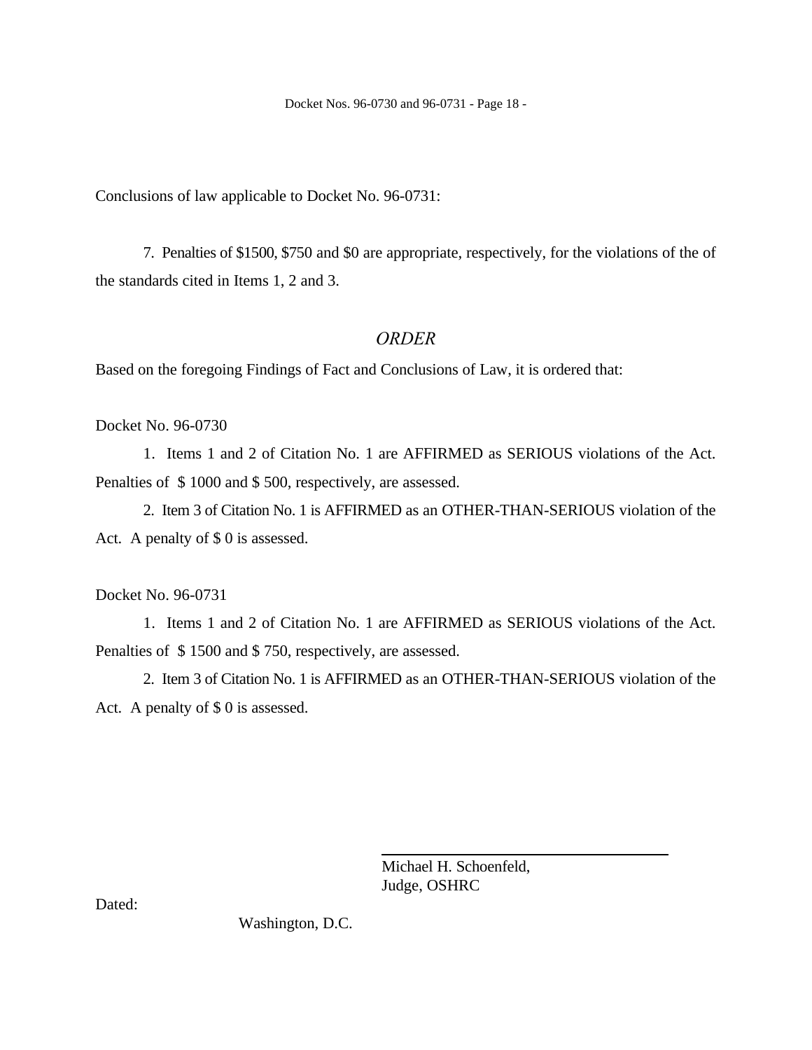Conclusions of law applicable to Docket No. 96-0731:

7. Penalties of $1500, $750 and $0 are appropriate, respectively, for the violations of the of the standards cited in Items 1, 2 and 3.

## *ORDER*

Based on the foregoing Findings of Fact and Conclusions of Law, it is ordered that:

Docket No. 96-0730

1. Items 1 and 2 of Citation No. 1 are AFFIRMED as SERIOUS violations of the Act. Penalties of $ 1000 and $ 500, respectively, are assessed.

2. Item 3 of Citation No. 1 is AFFIRMED as an OTHER-THAN-SERIOUS violation of the Act. A penalty of $ 0 is assessed.

Docket No. 96-0731

1. Items 1 and 2 of Citation No. 1 are AFFIRMED as SERIOUS violations of the Act. Penalties of $ 1500 and $ 750, respectively, are assessed.

2. Item 3 of Citation No. 1 is AFFIRMED as an OTHER-THAN-SERIOUS violation of the Act. A penalty of $ 0 is assessed.

Michael H. Schoenfeld,
Judge, OSHRC

Dated:

Washington, D.C.